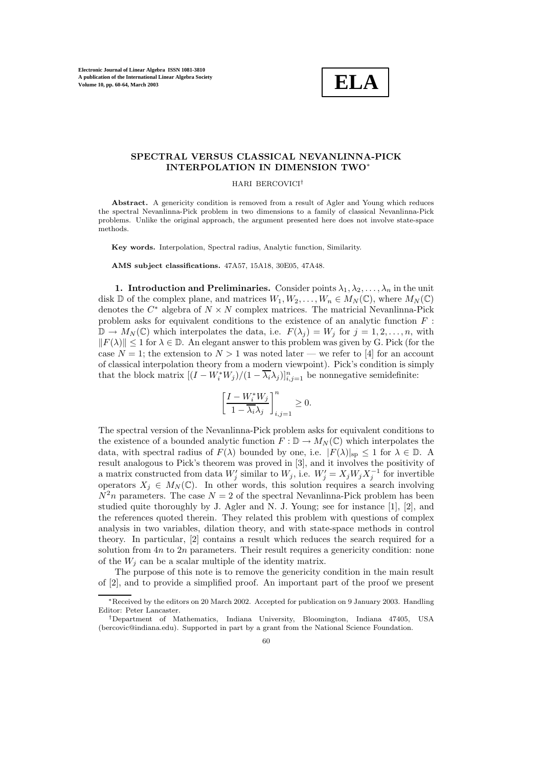# SPECTRAL VERSUS CLASSICAL NEVANLINNA-PICK INTERPOLATION IN DIMENSION TWO*

HARI BERCOVICI†

**Abstract.** A genericity condition is removed from a result of Agler and Young which reduces the spectral Nevanlinna-Pick problem in two dimensions to a family of classical Nevanlinna-Pick problems. Unlike the original approach, the argument presented here does not involve state-space methods.

**Key words.** Interpolation, Spectral radius, Analytic function, Similarity.

**AMS subject classifications.** 47A57, 15A18, 30E05, 47A48.

**1. Introduction and Preliminaries.** Consider points $\lambda_1, \lambda_2, \ldots, \lambda_n$ in the unit disk $\mathbb{D}$ of the complex plane, and matrices $W_1, W_2, \ldots, W_n \in M_N(\mathbb{C})$, where $M_N(\mathbb{C})$ denotes the $C^*$ algebra of $N \times N$ complex matrices. The matricial Nevanlinna-Pick problem asks for equivalent conditions to the existence of an analytic function $F : \mathbb{D} \to M_N(\mathbb{C})$ which interpolates the data, i.e. $F(\lambda_j) = W_j$ for $j = 1, 2, \ldots, n$, with $\|F(\lambda)\| \le 1$ for $\lambda \in \mathbb{D}$. An elegant answer to this problem was given by G. Pick (for the case $N = 1$; the extension to $N > 1$ was noted later — we refer to [4] for an account of classical interpolation theory from a modern viewpoint). Pick's condition is simply that the block matrix $[(I - W_i^* W_j)/(1 - \overline{\lambda_i}\lambda_j)]_{i,j=1}^n$ be nonnegative semidefinite:

$$\left[\frac{I - W_i^* W_j}{1 - \overline{\lambda_i}\lambda_j}\right]_{i,j=1}^n \ge 0.$$

The spectral version of the Nevanlinna-Pick problem asks for equivalent conditions to the existence of a bounded analytic function $F : \mathbb{D} \to M_N(\mathbb{C})$ which interpolates the data, with spectral radius of $F(\lambda)$ bounded by one, i.e. $|F(\lambda)|_{\mathrm{sp}} \le 1$ for $\lambda \in \mathbb{D}$. A result analogous to Pick's theorem was proved in [3], and it involves the positivity of a matrix constructed from data $W_j'$ similar to $W_j$, i.e. $W_j' = X_j W_j X_j^{-1}$ for invertible operators $X_j \in M_N(\mathbb{C})$. In other words, this solution requires a search involving $N^2 n$ parameters. The case $N = 2$ of the spectral Nevanlinna-Pick problem has been studied quite thoroughly by J. Agler and N. J. Young; see for instance [1], [2], and the references quoted therein. They related this problem with questions of complex analysis in two variables, dilation theory, and with state-space methods in control theory. In particular, [2] contains a result which reduces the search required for a solution from $4n$ to $2n$ parameters. Their result requires a genericity condition: none of the $W_j$ can be a scalar multiple of the identity matrix.

The purpose of this note is to remove the genericity condition in the main result of [2], and to provide a simplified proof. An important part of the proof we present

---

*Received by the editors on 20 March 2002. Accepted for publication on 9 January 2003. Handling Editor: Peter Lancaster.

†Department of Mathematics, Indiana University, Bloomington, Indiana 47405, USA (bercovic@indiana.edu). Supported in part by a grant from the National Science Foundation.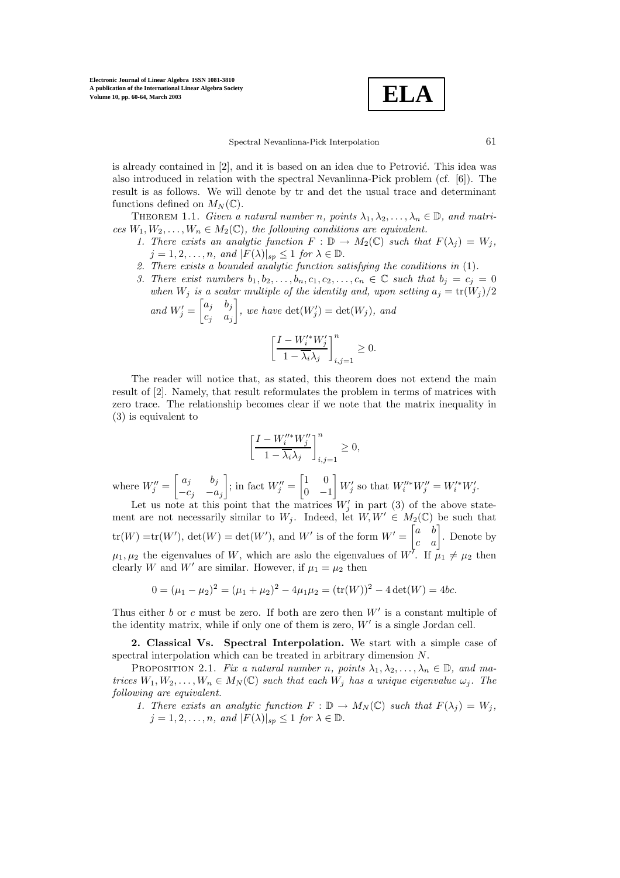is already contained in [2], and it is based on an idea due to Petrović. This idea was also introduced in relation with the spectral Nevanlinna-Pick problem (cf. [6]). The result is as follows. We will denote by tr and det the usual trace and determinant functions defined on $M_N(\mathbb{C})$.

THEOREM 1.1. *Given a natural number $n$, points $\lambda_1, \lambda_2, \ldots, \lambda_n \in \mathbb{D}$, and matrices $W_1, W_2, \ldots, W_n \in M_2(\mathbb{C})$, the following conditions are equivalent.*

1. *There exists an analytic function $F : \mathbb{D} \to M_2(\mathbb{C})$ such that $F(\lambda_j) = W_j$, $j = 1, 2, \ldots, n$, and $|F(\lambda)|_{sp} \leq 1$ for $\lambda \in \mathbb{D}$.*
2. *There exists a bounded analytic function satisfying the conditions in* (1).
3. *There exist numbers $b_1, b_2, \ldots, b_n, c_1, c_2, \ldots, c_n \in \mathbb{C}$ such that $b_j = c_j = 0$ when $W_j$ is a scalar multiple of the identity and, upon setting $a_j = \mathrm{tr}(W_j)/2$ and $W_j' = \begin{bmatrix} a_j & b_j \\ c_j & a_j \end{bmatrix}$, we have $\det(W_j') = \det(W_j)$, and*

$$\left[ \frac{I - W_i'^* W_j'}{1 - \overline{\lambda_i} \lambda_j} \right]_{i,j=1}^n \geq 0.$$

The reader will notice that, as stated, this theorem does not extend the main result of [2]. Namely, that result reformulates the problem in terms of matrices with zero trace. The relationship becomes clear if we note that the matrix inequality in (3) is equivalent to

$$\left[ \frac{I - W_i''^* W_j''}{1 - \overline{\lambda_i} \lambda_j} \right]_{i,j=1}^n \geq 0,$$

where $W_j'' = \begin{bmatrix} a_j & b_j \\ -c_j & -a_j \end{bmatrix}$; in fact $W_j'' = \begin{bmatrix} 1 & 0 \\ 0 & -1 \end{bmatrix} W_j'$ so that $W_i''^* W_j'' = W_i'^* W_j'$.

Let us note at this point that the matrices $W_j'$ in part (3) of the above statement are not necessarily similar to $W_j$. Indeed, let $W, W' \in M_2(\mathbb{C})$ be such that $\mathrm{tr}(W) = \mathrm{tr}(W')$, $\det(W) = \det(W')$, and $W'$ is of the form $W' = \begin{bmatrix} a & b \\ c & a \end{bmatrix}$. Denote by $\mu_1, \mu_2$ the eigenvalues of $W$, which are aslo the eigenvalues of $W'$. If $\mu_1 \neq \mu_2$ then clearly $W$ and $W'$ are similar. However, if $\mu_1 = \mu_2$ then

$$0 = (\mu_1 - \mu_2)^2 = (\mu_1 + \mu_2)^2 - 4\mu_1\mu_2 = (\mathrm{tr}(W))^2 - 4\det(W) = 4bc.$$

Thus either $b$ or $c$ must be zero. If both are zero then $W'$ is a constant multiple of the identity matrix, while if only one of them is zero, $W'$ is a single Jordan cell.

## 2. Classical Vs. Spectral Interpolation.

We start with a simple case of spectral interpolation which can be treated in arbitrary dimension $N$.

PROPOSITION 2.1. *Fix a natural number $n$, points $\lambda_1, \lambda_2, \ldots, \lambda_n \in \mathbb{D}$, and matrices $W_1, W_2, \ldots, W_n \in M_N(\mathbb{C})$ such that each $W_j$ has a unique eigenvalue $\omega_j$. The following are equivalent.*

1. *There exists an analytic function $F : \mathbb{D} \to M_N(\mathbb{C})$ such that $F(\lambda_j) = W_j$, $j = 1, 2, \ldots, n$, and $|F(\lambda)|_{sp} \leq 1$ for $\lambda \in \mathbb{D}$.*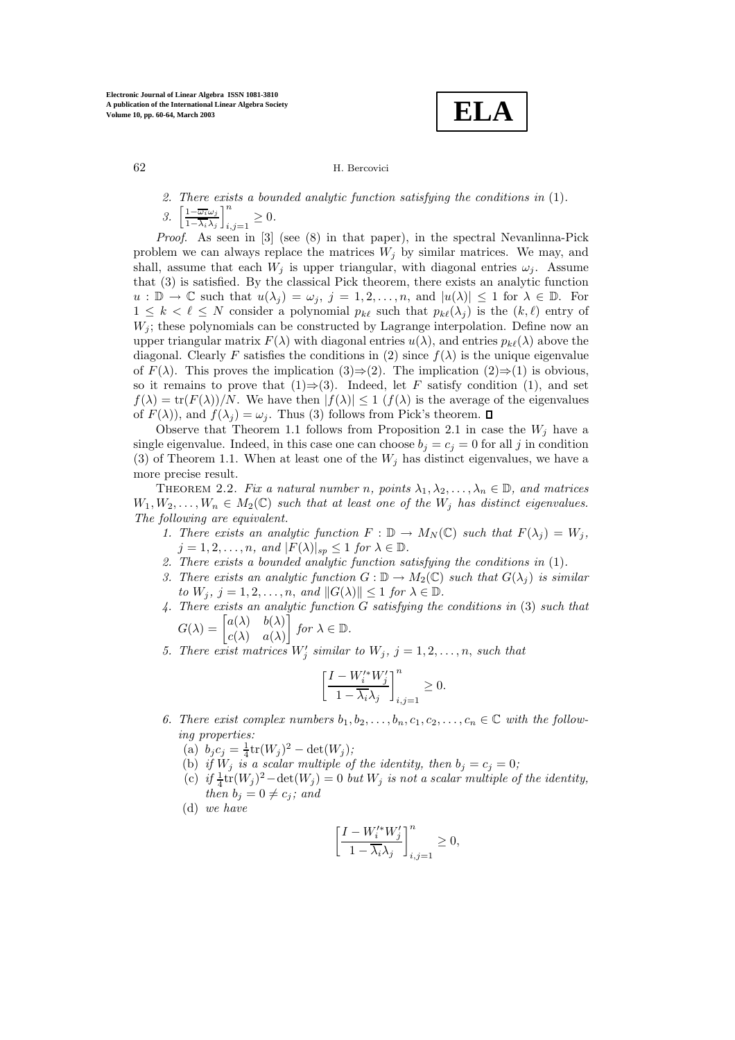2. *There exists a bounded analytic function satisfying the conditions in* (1).
3. $\left[\frac{1-\overline{\omega_i}\omega_j}{1-\overline{\lambda_i}\lambda_j}\right]_{i,j=1}^n \geq 0.$

*Proof*. As seen in [3] (see (8) in that paper), in the spectral Nevanlinna-Pick problem we can always replace the matrices $W_j$ by similar matrices. We may, and shall, assume that each $W_j$ is upper triangular, with diagonal entries $\omega_j$. Assume that (3) is satisfied. By the classical Pick theorem, there exists an analytic function $u : \mathbb{D} \to \mathbb{C}$ such that $u(\lambda_j) = \omega_j$, $j = 1, 2, \ldots, n$, and $|u(\lambda)| \leq 1$ for $\lambda \in \mathbb{D}$. For $1 \leq k < \ell \leq N$ consider a polynomial $p_{k\ell}$ such that $p_{k\ell}(\lambda_j)$ is the $(k, \ell)$ entry of $W_j$; these polynomials can be constructed by Lagrange interpolation. Define now an upper triangular matrix $F(\lambda)$ with diagonal entries $u(\lambda)$, and entries $p_{k\ell}(\lambda)$ above the diagonal. Clearly $F$ satisfies the conditions in (2) since $f(\lambda)$ is the unique eigenvalue of $F(\lambda)$. This proves the implication (3)$\Rightarrow$(2). The implication (2)$\Rightarrow$(1) is obvious, so it remains to prove that (1)$\Rightarrow$(3). Indeed, let $F$ satisfy condition (1), and set $f(\lambda) = \mathrm{tr}(F(\lambda))/N$. We have then $|f(\lambda)| \leq 1$ ($f(\lambda)$ is the average of the eigenvalues of $F(\lambda)$), and $f(\lambda_j) = \omega_j$. Thus (3) follows from Pick's theorem. $\square$

Observe that Theorem 1.1 follows from Proposition 2.1 in case the $W_j$ have a single eigenvalue. Indeed, in this case one can choose $b_j = c_j = 0$ for all $j$ in condition (3) of Theorem 1.1. When at least one of the $W_j$ has distinct eigenvalues, we have a more precise result.

Theorem 2.2. *Fix a natural number $n$, points $\lambda_1, \lambda_2, \ldots, \lambda_n \in \mathbb{D}$, and matrices $W_1, W_2, \ldots, W_n \in M_2(\mathbb{C})$ such that at least one of the $W_j$ has distinct eigenvalues. The following are equivalent.*

1. *There exists an analytic function $F : \mathbb{D} \to M_N(\mathbb{C})$ such that $F(\lambda_j) = W_j$, $j = 1, 2, \ldots, n$, and $|F(\lambda)|_{sp} \leq 1$ for $\lambda \in \mathbb{D}$.*
2. *There exists a bounded analytic function satisfying the conditions in* (1).
3. *There exists an analytic function $G : \mathbb{D} \to M_2(\mathbb{C})$ such that $G(\lambda_j)$ is similar to $W_j$, $j = 1, 2, \ldots, n$, and $\|G(\lambda)\| \leq 1$ for $\lambda \in \mathbb{D}$.*
4. *There exists an analytic function $G$ satisfying the conditions in* (3) *such that* $G(\lambda) = \begin{bmatrix} a(\lambda) & b(\lambda) \\ c(\lambda) & a(\lambda) \end{bmatrix}$ *for $\lambda \in \mathbb{D}$.*
5. *There exist matrices $W_j'$ similar to $W_j$, $j = 1, 2, \ldots, n$, such that*
$$\left[\frac{I - W_i'^* W_j'}{1 - \overline{\lambda_i}\lambda_j}\right]_{i,j=1}^n \geq 0.$$
6. *There exist complex numbers $b_1, b_2, \ldots, b_n, c_1, c_2, \ldots, c_n \in \mathbb{C}$ with the following properties:*
   (a) $b_j c_j = \frac{1}{4}\mathrm{tr}(W_j)^2 - \det(W_j)$;
   (b) *if $W_j$ is a scalar multiple of the identity, then $b_j = c_j = 0$;*
   (c) *if $\frac{1}{4}\mathrm{tr}(W_j)^2 - \det(W_j) = 0$ but $W_j$ is not a scalar multiple of the identity, then $b_j = 0 \neq c_j$; and*
   (d) *we have*
$$\left[\frac{I - W_i'^* W_j'}{1 - \overline{\lambda_i}\lambda_j}\right]_{i,j=1}^n \geq 0,$$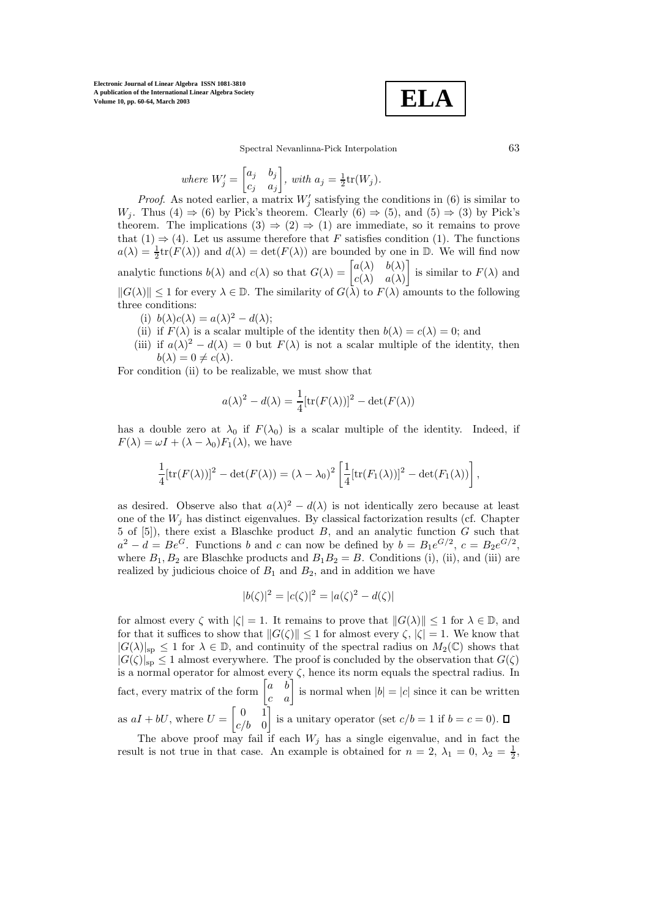*where* $W_j' = \begin{bmatrix} a_j & b_j \\ c_j & a_j \end{bmatrix}$, *with* $a_j = \frac{1}{2}\text{tr}(W_j)$.

*Proof.* As noted earlier, a matrix $W_j'$ satisfying the conditions in (6) is similar to $W_j$. Thus (4) $\Rightarrow$ (6) by Pick's theorem. Clearly (6) $\Rightarrow$ (5), and (5) $\Rightarrow$ (3) by Pick's theorem. The implications (3) $\Rightarrow$ (2) $\Rightarrow$ (1) are immediate, so it remains to prove that (1) $\Rightarrow$ (4). Let us assume therefore that $F$ satisfies condition (1). The functions $a(\lambda) = \frac{1}{2}\text{tr}(F(\lambda))$ and $d(\lambda) = \det(F(\lambda))$ are bounded by one in $\mathbb{D}$. We will find now analytic functions $b(\lambda)$ and $c(\lambda)$ so that $G(\lambda) = \begin{bmatrix} a(\lambda) & b(\lambda) \\ c(\lambda) & a(\lambda) \end{bmatrix}$ is similar to $F(\lambda)$ and $\|G(\lambda)\| \leq 1$ for every $\lambda \in \mathbb{D}$. The similarity of $G(\lambda)$ to $F(\lambda)$ amounts to the following three conditions:

- (i) $b(\lambda)c(\lambda) = a(\lambda)^2 - d(\lambda)$;
- (ii) if $F(\lambda)$ is a scalar multiple of the identity then $b(\lambda) = c(\lambda) = 0$; and
- (iii) if $a(\lambda)^2 - d(\lambda) = 0$ but $F(\lambda)$ is not a scalar multiple of the identity, then $b(\lambda) = 0 \neq c(\lambda)$.

For condition (ii) to be realizable, we must show that

$$a(\lambda)^2 - d(\lambda) = \frac{1}{4}[\text{tr}(F(\lambda))]^2 - \det(F(\lambda))$$

has a double zero at $\lambda_0$ if $F(\lambda_0)$ is a scalar multiple of the identity. Indeed, if $F(\lambda) = \omega I + (\lambda - \lambda_0)F_1(\lambda)$, we have

$$\frac{1}{4}[\text{tr}(F(\lambda))]^2 - \det(F(\lambda)) = (\lambda - \lambda_0)^2 \left[\frac{1}{4}[\text{tr}(F_1(\lambda))]^2 - \det(F_1(\lambda))\right],$$

as desired. Observe also that $a(\lambda)^2 - d(\lambda)$ is not identically zero because at least one of the $W_j$ has distinct eigenvalues. By classical factorization results (cf. Chapter 5 of [5]), there exist a Blaschke product $B$, and an analytic function $G$ such that $a^2 - d = Be^G$. Functions $b$ and $c$ can now be defined by $b = B_1 e^{G/2}$, $c = B_2 e^{G/2}$, where $B_1, B_2$ are Blaschke products and $B_1 B_2 = B$. Conditions (i), (ii), and (iii) are realized by judicious choice of $B_1$ and $B_2$, and in addition we have

$$|b(\zeta)|^2 = |c(\zeta)|^2 = |a(\zeta)^2 - d(\zeta)|$$

for almost every $\zeta$ with $|\zeta| = 1$. It remains to prove that $\|G(\lambda)\| \leq 1$ for $\lambda \in \mathbb{D}$, and for that it suffices to show that $\|G(\zeta)\| \leq 1$ for almost every $\zeta$, $|\zeta| = 1$. We know that $|G(\lambda)|_{\text{sp}} \leq 1$ for $\lambda \in \mathbb{D}$, and continuity of the spectral radius on $M_2(\mathbb{C})$ shows that $|G(\zeta)|_{\text{sp}} \leq 1$ almost everywhere. The proof is concluded by the observation that $G(\zeta)$ is a normal operator for almost every $\zeta$, hence its norm equals the spectral radius. In fact, every matrix of the form $\begin{bmatrix} a & b \\ c & a \end{bmatrix}$ is normal when $|b| = |c|$ since it can be written as $aI + bU$, where $U = \begin{bmatrix} 0 & 1 \\ c/b & 0 \end{bmatrix}$ is a unitary operator (set $c/b = 1$ if $b = c = 0$). $\square$

The above proof may fail if each $W_j$ has a single eigenvalue, and in fact the result is not true in that case. An example is obtained for $n = 2$, $\lambda_1 = 0$, $\lambda_2 = \frac{1}{2}$,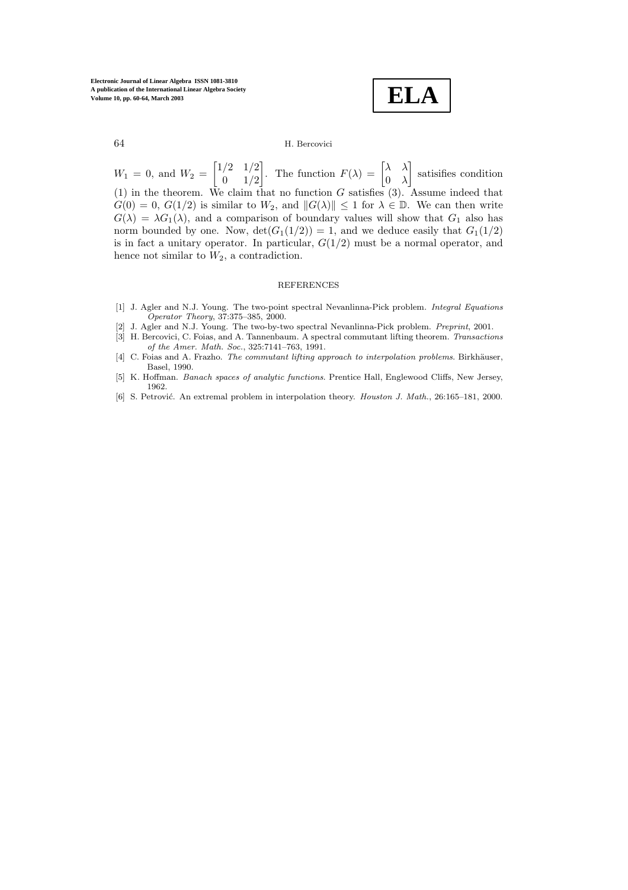$W_1 = 0$, and $W_2 = \begin{bmatrix} 1/2 & 1/2 \\ 0 & 1/2 \end{bmatrix}$. The function $F(\lambda) = \begin{bmatrix} \lambda & \lambda \\ 0 & \lambda \end{bmatrix}$ satisifies condition (1) in the theorem. We claim that no function $G$ satisfies (3). Assume indeed that $G(0) = 0$, $G(1/2)$ is similar to $W_2$, and $\|G(\lambda)\| \leq 1$ for $\lambda \in \mathbb{D}$. We can then write $G(\lambda) = \lambda G_1(\lambda)$, and a comparison of boundary values will show that $G_1$ also has norm bounded by one. Now, $\det(G_1(1/2)) = 1$, and we deduce easily that $G_1(1/2)$ is in fact a unitary operator. In particular, $G(1/2)$ must be a normal operator, and hence not similar to $W_2$, a contradiction.

## REFERENCES

[1] J. Agler and N.J. Young. The two-point spectral Nevanlinna-Pick problem. *Integral Equations Operator Theory*, 37:375–385, 2000.

[2] J. Agler and N.J. Young. The two-by-two spectral Nevanlinna-Pick problem. *Preprint*, 2001.

[3] H. Bercovici, C. Foias, and A. Tannenbaum. A spectral commutant lifting theorem. *Transactions of the Amer. Math. Soc.*, 325:7141–763, 1991.

[4] C. Foias and A. Frazho. *The commutant lifting approach to interpolation problems.* Birkhäuser, Basel, 1990.

[5] K. Hoffman. *Banach spaces of analytic functions.* Prentice Hall, Englewood Cliffs, New Jersey, 1962.

[6] S. Petrović. An extremal problem in interpolation theory. *Houston J. Math.*, 26:165–181, 2000.